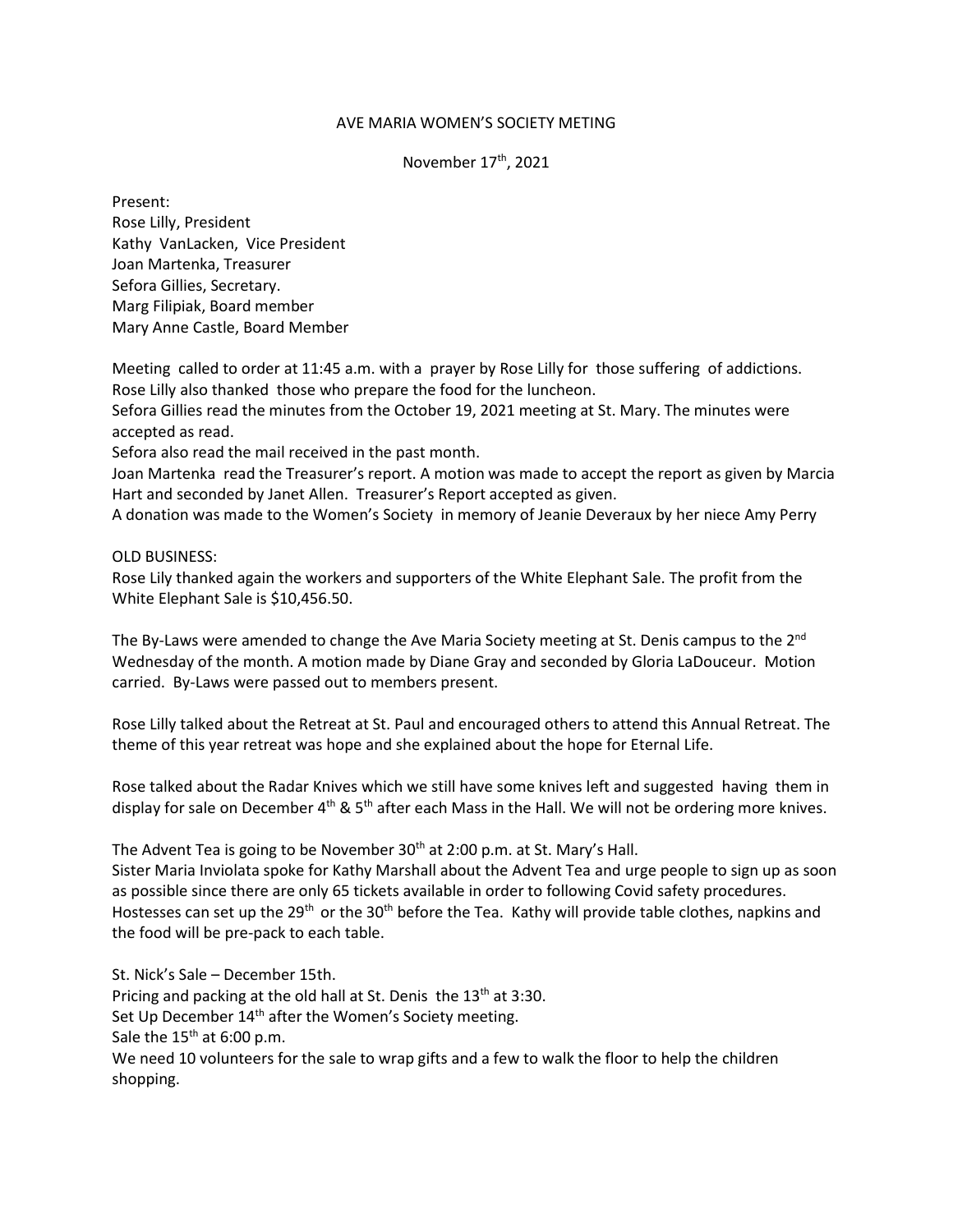# AVE MARIA WOMEN'S SOCIETY METING

November 17th, 2021

Present:
Rose Lilly, President
Kathy VanLacken, Vice President
Joan Martenka, Treasurer
Sefora Gillies, Secretary.
Marg Filipiak, Board member
Mary Anne Castle, Board Member

Meeting called to order at 11:45 a.m. with a prayer by Rose Lilly for those suffering of addictions.
Rose Lilly also thanked those who prepare the food for the luncheon.
Sefora Gillies read the minutes from the October 19, 2021 meeting at St. Mary. The minutes were accepted as read.
Sefora also read the mail received in the past month.
Joan Martenka read the Treasurer's report. A motion was made to accept the report as given by Marcia Hart and seconded by Janet Allen. Treasurer's Report accepted as given.
A donation was made to the Women's Society in memory of Jeanie Deveraux by her niece Amy Perry

OLD BUSINESS:
Rose Lily thanked again the workers and supporters of the White Elephant Sale. The profit from the White Elephant Sale is $10,456.50.

The By-Laws were amended to change the Ave Maria Society meeting at St. Denis campus to the 2nd Wednesday of the month. A motion made by Diane Gray and seconded by Gloria LaDouceur. Motion carried. By-Laws were passed out to members present.

Rose Lilly talked about the Retreat at St. Paul and encouraged others to attend this Annual Retreat. The theme of this year retreat was hope and she explained about the hope for Eternal Life.

Rose talked about the Radar Knives which we still have some knives left and suggested having them in display for sale on December 4th & 5th after each Mass in the Hall. We will not be ordering more knives.

The Advent Tea is going to be November 30th at 2:00 p.m. at St. Mary's Hall.
Sister Maria Inviolata spoke for Kathy Marshall about the Advent Tea and urge people to sign up as soon as possible since there are only 65 tickets available in order to following Covid safety procedures. Hostesses can set up the 29th or the 30th before the Tea. Kathy will provide table clothes, napkins and the food will be pre-pack to each table.

St. Nick's Sale – December 15th.
Pricing and packing at the old hall at St. Denis the 13th at 3:30.
Set Up December 14th after the Women's Society meeting.
Sale the 15th at 6:00 p.m.
We need 10 volunteers for the sale to wrap gifts and a few to walk the floor to help the children shopping.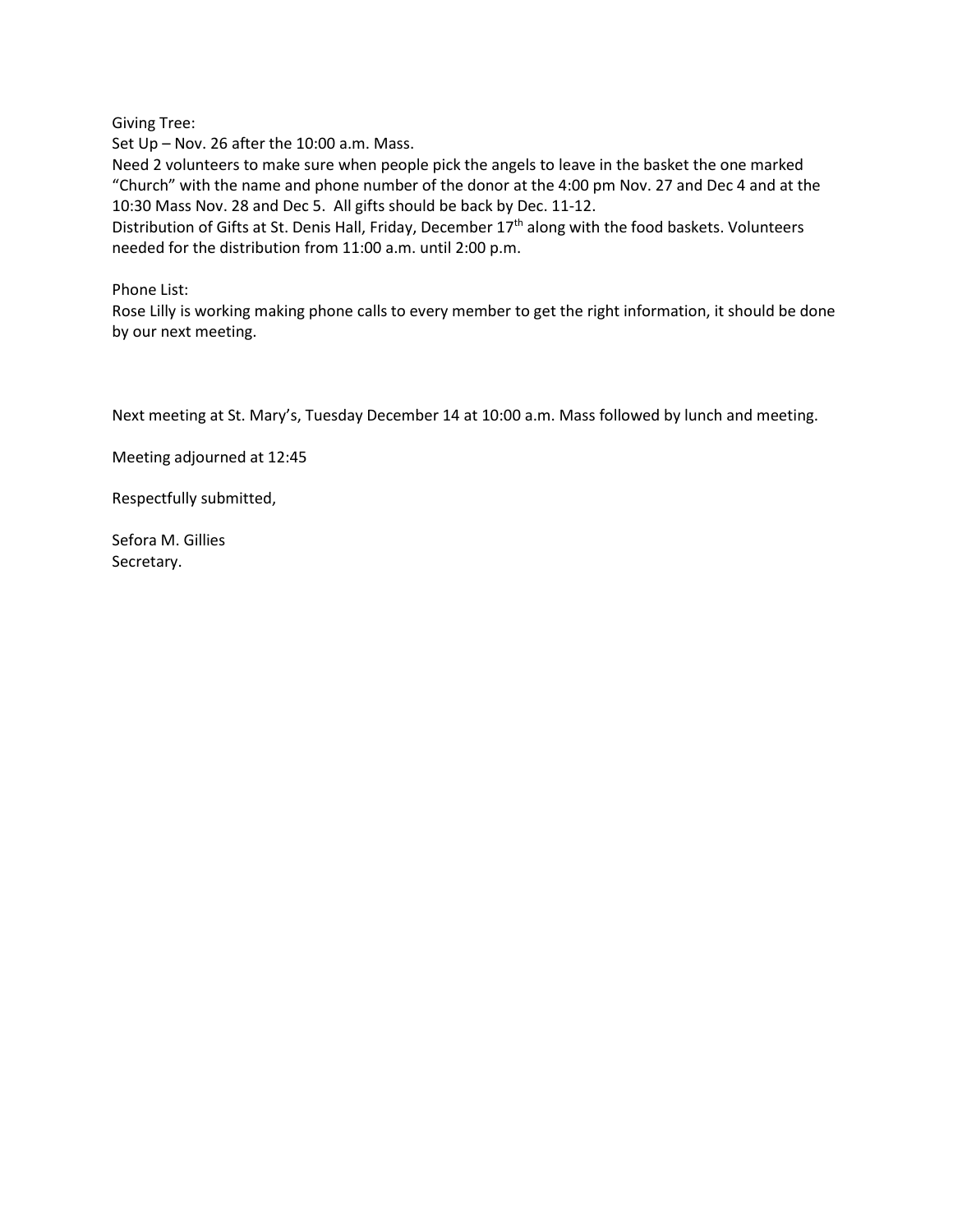Giving Tree:

Set Up – Nov. 26 after the 10:00 a.m. Mass.

Need 2 volunteers to make sure when people pick the angels to leave in the basket the one marked "Church" with the name and phone number of the donor at the 4:00 pm Nov. 27 and Dec 4 and at the 10:30 Mass Nov. 28 and Dec 5. All gifts should be back by Dec. 11-12.

Distribution of Gifts at St. Denis Hall, Friday, December 17th along with the food baskets. Volunteers needed for the distribution from 11:00 a.m. until 2:00 p.m.

Phone List:

Rose Lilly is working making phone calls to every member to get the right information, it should be done by our next meeting.

Next meeting at St. Mary's, Tuesday December 14 at 10:00 a.m. Mass followed by lunch and meeting.

Meeting adjourned at 12:45

Respectfully submitted,

Sefora M. Gillies
Secretary.